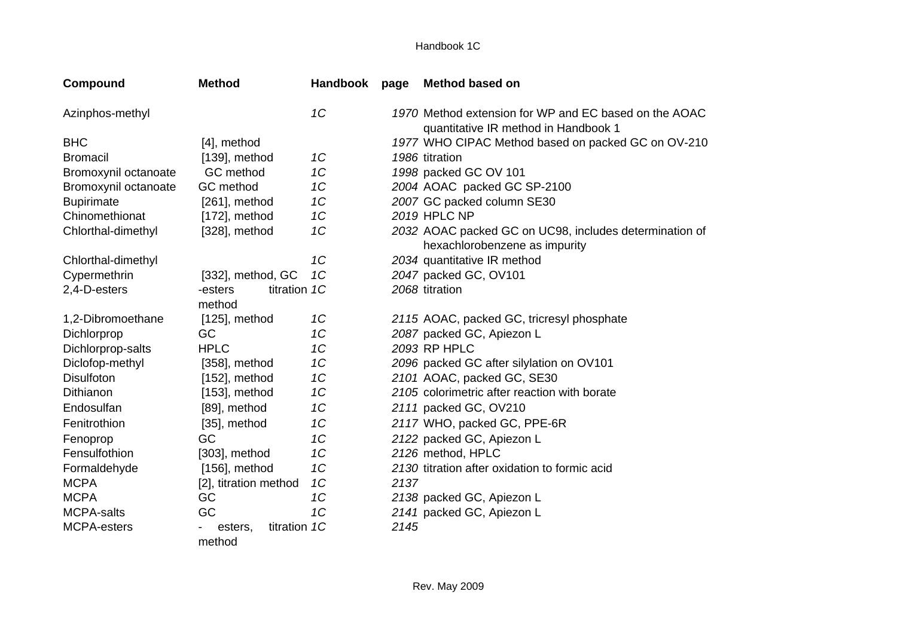| Compound | Method | Handbook | page | Method based on |
|---|---|---|---|---|
| Azinphos-methyl | | 1C | 1970 | Method extension for WP and EC based on the AOAC quantitative IR method in Handbook 1 |
| BHC | [4], method | | 1977 | WHO CIPAC Method based on packed GC on OV-210 |
| Bromacil | [139], method | 1C | 1986 | titration |
| Bromoxynil octanoate | GC method | 1C | 1998 | packed GC OV 101 |
| Bromoxynil octanoate | GC method | 1C | 2004 | AOAC packed GC SP-2100 |
| Bupirimate | [261], method | 1C | 2007 | GC packed column SE30 |
| Chinomethionat | [172], method | 1C | 2019 | HPLC NP |
| Chlorthal-dimethyl | [328], method | 1C | 2032 | AOAC packed GC on UC98, includes determination of hexachlorobenzene as impurity |
| Chlorthal-dimethyl | | 1C | 2034 | quantitative IR method |
| Cypermethrin | [332], method, GC | 1C | 2047 | packed GC, OV101 |
| 2,4-D-esters | -esters titration method | 1C | 2068 | titration |
| 1,2-Dibromoethane | [125], method | 1C | 2115 | AOAC, packed GC, tricresyl phosphate |
| Dichlorprop | GC | 1C | 2087 | packed GC, Apiezon L |
| Dichlorprop-salts | HPLC | 1C | 2093 | RP HPLC |
| Diclofop-methyl | [358], method | 1C | 2096 | packed GC after silylation on OV101 |
| Disulfoton | [152], method | 1C | 2101 | AOAC, packed GC, SE30 |
| Dithianon | [153], method | 1C | 2105 | colorimetric after reaction with borate |
| Endosulfan | [89], method | 1C | 2111 | packed GC, OV210 |
| Fenitrothion | [35], method | 1C | 2117 | WHO, packed GC, PPE-6R |
| Fenoprop | GC | 1C | 2122 | packed GC, Apiezon L |
| Fensulfothion | [303], method | 1C | 2126 | method, HPLC |
| Formaldehyde | [156], method | 1C | 2130 | titration after oxidation to formic acid |
| MCPA | [2], titration method | 1C | 2137 | |
| MCPA | GC | 1C | 2138 | packed GC, Apiezon L |
| MCPA-salts | GC | 1C | 2141 | packed GC, Apiezon L |
| MCPA-esters | - esters, titration method | 1C | 2145 | |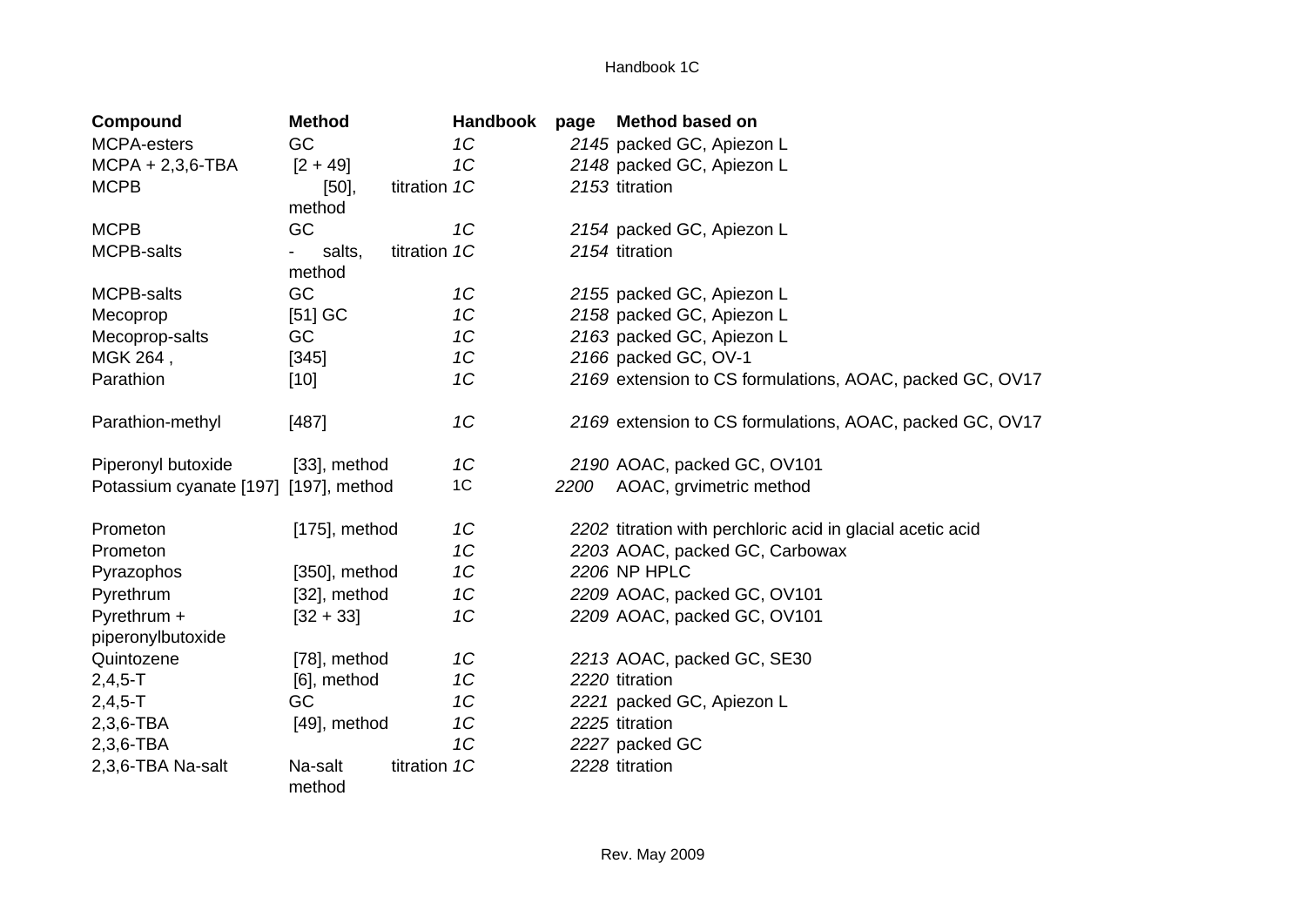| Compound | Method | | Handbook | page | Method based on |
|---|---|---|---|---|---|
| MCPA-esters | GC | | *1C* | *2145* | packed GC, Apiezon L |
| MCPA + 2,3,6-TBA | [2 + 49] | | *1C* | *2148* | packed GC, Apiezon L |
| MCPB | [50], method | titration | *1C* | *2153* | titration |
| MCPB | GC | | *1C* | *2154* | packed GC, Apiezon L |
| MCPB-salts | - salts, method | titration | *1C* | *2154* | titration |
| MCPB-salts | GC | | *1C* | *2155* | packed GC, Apiezon L |
| Mecoprop | [51] GC | | *1C* | *2158* | packed GC, Apiezon L |
| Mecoprop-salts | GC | | *1C* | *2163* | packed GC, Apiezon L |
| MGK 264 , | [345] | | *1C* | *2166* | packed GC, OV-1 |
| Parathion | [10] | | *1C* | *2169* | extension to CS formulations, AOAC, packed GC, OV17 |
| Parathion-methyl | [487] | | *1C* | *2169* | extension to CS formulations, AOAC, packed GC, OV17 |
| Piperonyl butoxide | [33], method | | *1C* | *2190* | AOAC, packed GC, OV101 |
| Potassium cyanate [197] | [197], method | | 1C | *2200* | AOAC, grvimetric method |
| Prometon | [175], method | | *1C* | *2202* | titration with perchloric acid in glacial acetic acid |
| Prometon | | | *1C* | *2203* | AOAC, packed GC, Carbowax |
| Pyrazophos | [350], method | | *1C* | *2206* | NP HPLC |
| Pyrethrum | [32], method | | *1C* | *2209* | AOAC, packed GC, OV101 |
| Pyrethrum + piperonylbutoxide | [32 + 33] | | *1C* | *2209* | AOAC, packed GC, OV101 |
| Quintozene | [78], method | | *1C* | *2213* | AOAC, packed GC, SE30 |
| 2,4,5-T | [6], method | | *1C* | *2220* | titration |
| 2,4,5-T | GC | | *1C* | *2221* | packed GC, Apiezon L |
| 2,3,6-TBA | [49], method | | *1C* | *2225* | titration |
| 2,3,6-TBA | | | *1C* | *2227* | packed GC |
| 2,3,6-TBA Na-salt | Na-salt method | titration | *1C* | *2228* | titration |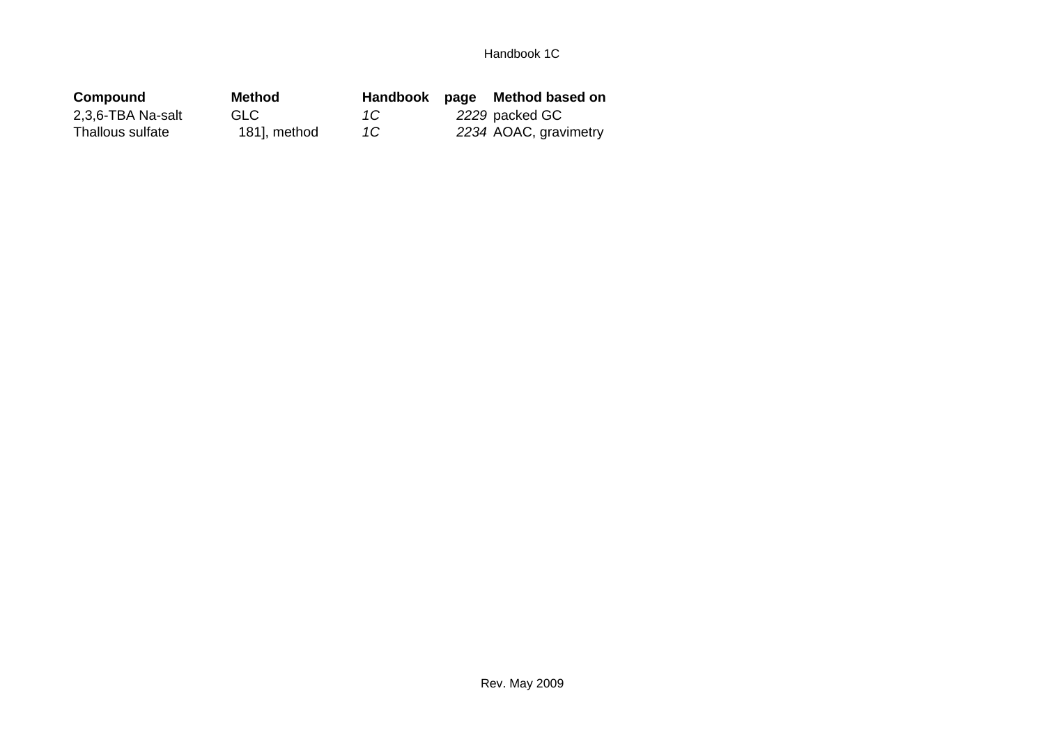| Compound | Method | Handbook | page | Method based on |
|---|---|---|---|---|
| 2,3,6-TBA Na-salt | GLC | *1C* | *2229* | packed GC |
| Thallous sulfate | 181], method | *1C* | *2234* | AOAC, gravimetry |

Rev. May 2009